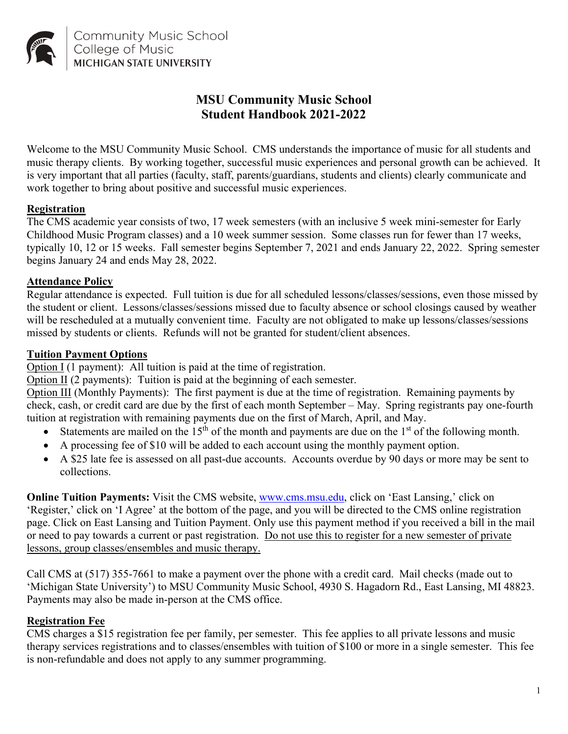Community Music School
College of Music
MICHIGAN STATE UNIVERSITY

# MSU Community Music School
# Student Handbook 2021-2022

Welcome to the MSU Community Music School. CMS understands the importance of music for all students and music therapy clients. By working together, successful music experiences and personal growth can be achieved. It is very important that all parties (faculty, staff, parents/guardians, students and clients) clearly communicate and work together to bring about positive and successful music experiences.

## Registration

The CMS academic year consists of two, 17 week semesters (with an inclusive 5 week mini-semester for Early Childhood Music Program classes) and a 10 week summer session. Some classes run for fewer than 17 weeks, typically 10, 12 or 15 weeks. Fall semester begins September 7, 2021 and ends January 22, 2022. Spring semester begins January 24 and ends May 28, 2022.

## Attendance Policy

Regular attendance is expected. Full tuition is due for all scheduled lessons/classes/sessions, even those missed by the student or client. Lessons/classes/sessions missed due to faculty absence or school closings caused by weather will be rescheduled at a mutually convenient time. Faculty are not obligated to make up lessons/classes/sessions missed by students or clients. Refunds will not be granted for student/client absences.

## Tuition Payment Options

Option I (1 payment): All tuition is paid at the time of registration.
Option II (2 payments): Tuition is paid at the beginning of each semester.
Option III (Monthly Payments): The first payment is due at the time of registration. Remaining payments by check, cash, or credit card are due by the first of each month September – May. Spring registrants pay one-fourth tuition at registration with remaining payments due on the first of March, April, and May.

- Statements are mailed on the 15th of the month and payments are due on the 1st of the following month.
- A processing fee of $10 will be added to each account using the monthly payment option.
- A $25 late fee is assessed on all past-due accounts. Accounts overdue by 90 days or more may be sent to collections.

**Online Tuition Payments:** Visit the CMS website, www.cms.msu.edu, click on 'East Lansing,' click on 'Register,' click on 'I Agree' at the bottom of the page, and you will be directed to the CMS online registration page. Click on East Lansing and Tuition Payment. Only use this payment method if you received a bill in the mail or need to pay towards a current or past registration. Do not use this to register for a new semester of private lessons, group classes/ensembles and music therapy.

Call CMS at (517) 355-7661 to make a payment over the phone with a credit card. Mail checks (made out to 'Michigan State University') to MSU Community Music School, 4930 S. Hagadorn Rd., East Lansing, MI 48823. Payments may also be made in-person at the CMS office.

## Registration Fee

CMS charges a $15 registration fee per family, per semester. This fee applies to all private lessons and music therapy services registrations and to classes/ensembles with tuition of $100 or more in a single semester. This fee is non-refundable and does not apply to any summer programming.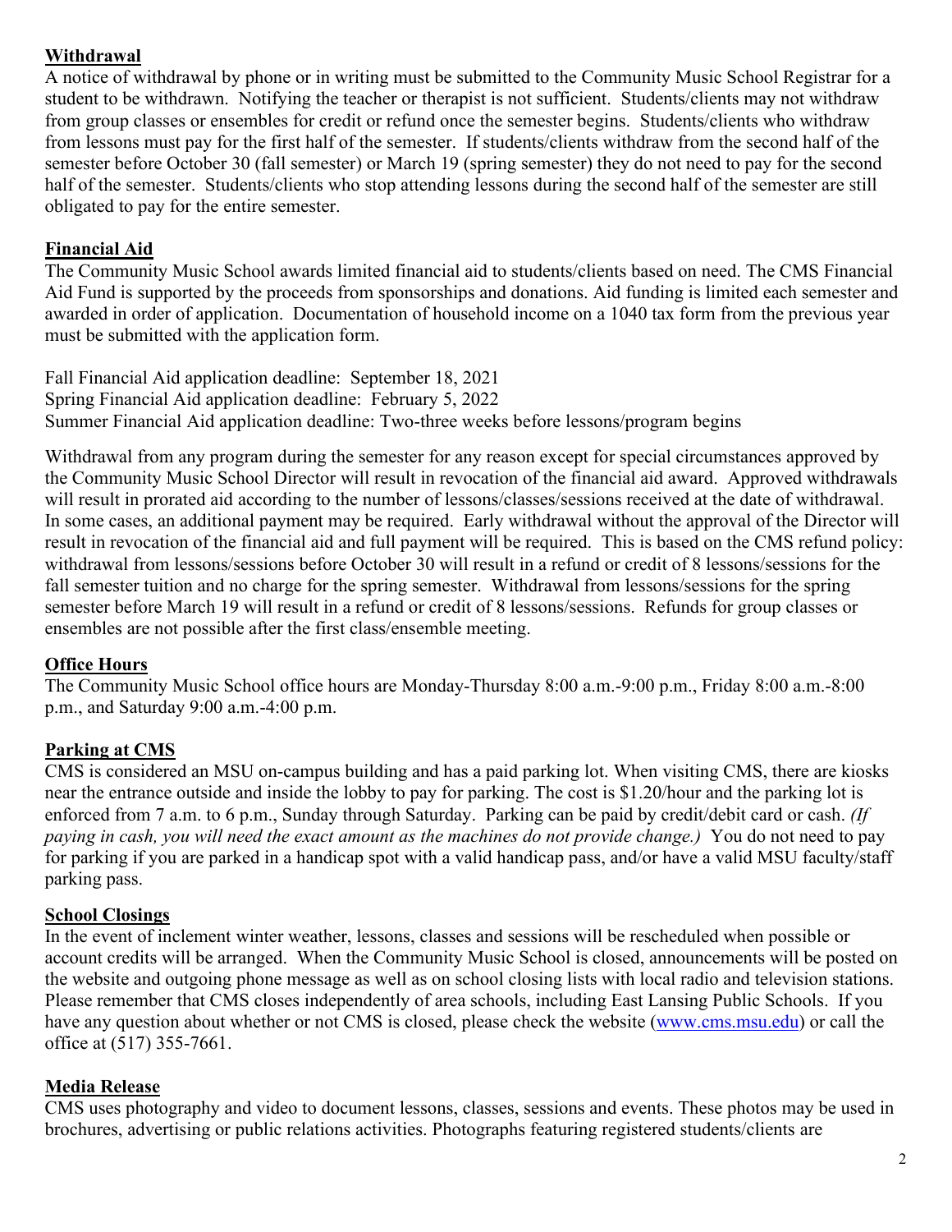**Withdrawal**

A notice of withdrawal by phone or in writing must be submitted to the Community Music School Registrar for a student to be withdrawn. Notifying the teacher or therapist is not sufficient. Students/clients may not withdraw from group classes or ensembles for credit or refund once the semester begins. Students/clients who withdraw from lessons must pay for the first half of the semester. If students/clients withdraw from the second half of the semester before October 30 (fall semester) or March 19 (spring semester) they do not need to pay for the second half of the semester. Students/clients who stop attending lessons during the second half of the semester are still obligated to pay for the entire semester.

**Financial Aid**

The Community Music School awards limited financial aid to students/clients based on need. The CMS Financial Aid Fund is supported by the proceeds from sponsorships and donations. Aid funding is limited each semester and awarded in order of application. Documentation of household income on a 1040 tax form from the previous year must be submitted with the application form.

Fall Financial Aid application deadline: September 18, 2021
Spring Financial Aid application deadline: February 5, 2022
Summer Financial Aid application deadline: Two-three weeks before lessons/program begins

Withdrawal from any program during the semester for any reason except for special circumstances approved by the Community Music School Director will result in revocation of the financial aid award. Approved withdrawals will result in prorated aid according to the number of lessons/classes/sessions received at the date of withdrawal. In some cases, an additional payment may be required. Early withdrawal without the approval of the Director will result in revocation of the financial aid and full payment will be required. This is based on the CMS refund policy: withdrawal from lessons/sessions before October 30 will result in a refund or credit of 8 lessons/sessions for the fall semester tuition and no charge for the spring semester. Withdrawal from lessons/sessions for the spring semester before March 19 will result in a refund or credit of 8 lessons/sessions. Refunds for group classes or ensembles are not possible after the first class/ensemble meeting.

**Office Hours**

The Community Music School office hours are Monday-Thursday 8:00 a.m.-9:00 p.m., Friday 8:00 a.m.-8:00 p.m., and Saturday 9:00 a.m.-4:00 p.m.

**Parking at CMS**

CMS is considered an MSU on-campus building and has a paid parking lot. When visiting CMS, there are kiosks near the entrance outside and inside the lobby to pay for parking. The cost is $1.20/hour and the parking lot is enforced from 7 a.m. to 6 p.m., Sunday through Saturday. Parking can be paid by credit/debit card or cash. *(If paying in cash, you will need the exact amount as the machines do not provide change.)* You do not need to pay for parking if you are parked in a handicap spot with a valid handicap pass, and/or have a valid MSU faculty/staff parking pass.

**School Closings**

In the event of inclement winter weather, lessons, classes and sessions will be rescheduled when possible or account credits will be arranged. When the Community Music School is closed, announcements will be posted on the website and outgoing phone message as well as on school closing lists with local radio and television stations. Please remember that CMS closes independently of area schools, including East Lansing Public Schools. If you have any question about whether or not CMS is closed, please check the website (www.cms.msu.edu) or call the office at (517) 355-7661.

**Media Release**

CMS uses photography and video to document lessons, classes, sessions and events. These photos may be used in brochures, advertising or public relations activities. Photographs featuring registered students/clients are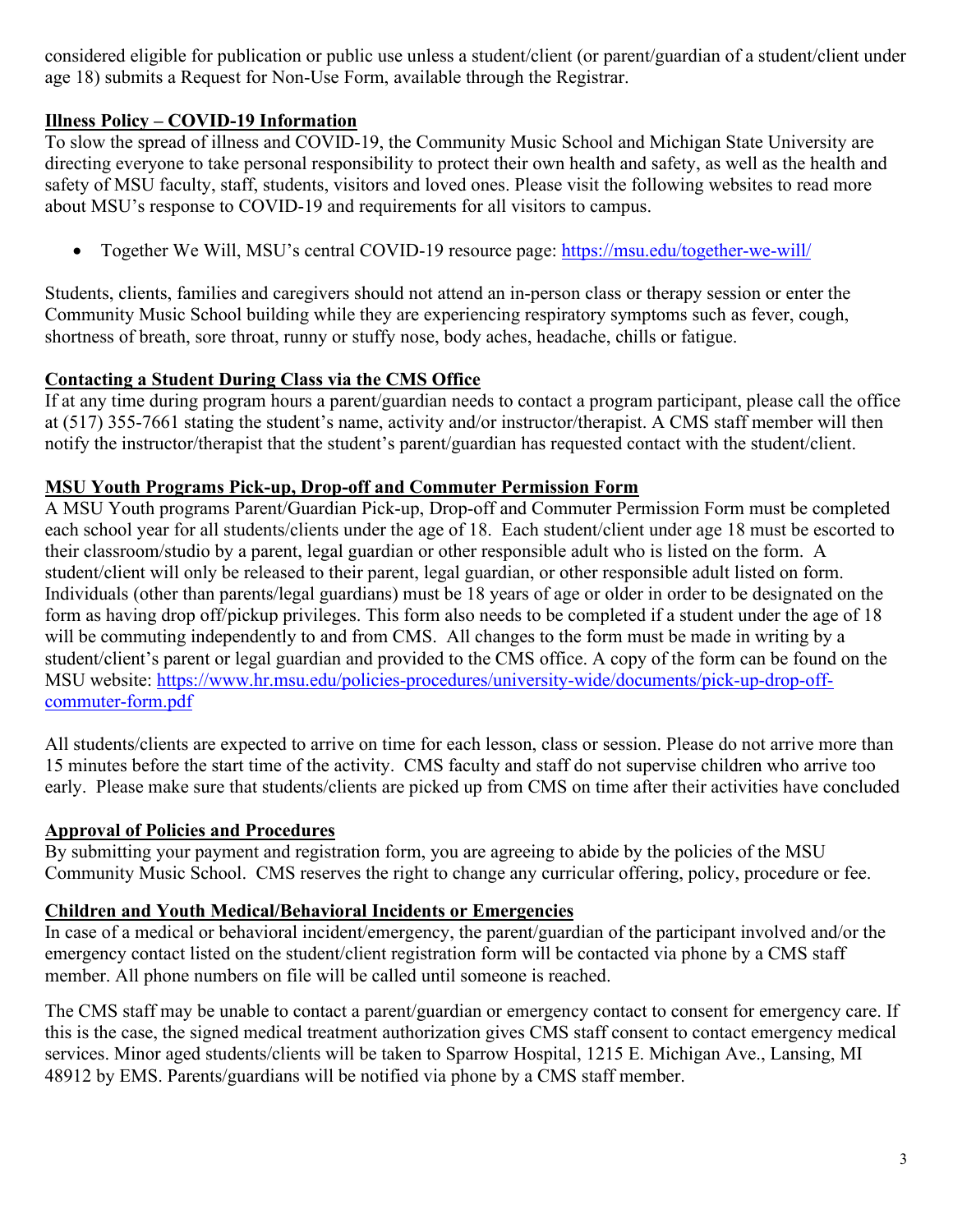considered eligible for publication or public use unless a student/client (or parent/guardian of a student/client under age 18) submits a Request for Non-Use Form, available through the Registrar.

## Illness Policy – COVID-19 Information

To slow the spread of illness and COVID-19, the Community Music School and Michigan State University are directing everyone to take personal responsibility to protect their own health and safety, as well as the health and safety of MSU faculty, staff, students, visitors and loved ones. Please visit the following websites to read more about MSU's response to COVID-19 and requirements for all visitors to campus.

- Together We Will, MSU's central COVID-19 resource page: [https://msu.edu/together-we-will/](https://msu.edu/together-we-will/)

Students, clients, families and caregivers should not attend an in-person class or therapy session or enter the Community Music School building while they are experiencing respiratory symptoms such as fever, cough, shortness of breath, sore throat, runny or stuffy nose, body aches, headache, chills or fatigue.

## Contacting a Student During Class via the CMS Office

If at any time during program hours a parent/guardian needs to contact a program participant, please call the office at (517) 355-7661 stating the student's name, activity and/or instructor/therapist. A CMS staff member will then notify the instructor/therapist that the student's parent/guardian has requested contact with the student/client.

## MSU Youth Programs Pick-up, Drop-off and Commuter Permission Form

A MSU Youth programs Parent/Guardian Pick-up, Drop-off and Commuter Permission Form must be completed each school year for all students/clients under the age of 18. Each student/client under age 18 must be escorted to their classroom/studio by a parent, legal guardian or other responsible adult who is listed on the form. A student/client will only be released to their parent, legal guardian, or other responsible adult listed on form. Individuals (other than parents/legal guardians) must be 18 years of age or older in order to be designated on the form as having drop off/pickup privileges. This form also needs to be completed if a student under the age of 18 will be commuting independently to and from CMS. All changes to the form must be made in writing by a student/client's parent or legal guardian and provided to the CMS office. A copy of the form can be found on the MSU website: [https://www.hr.msu.edu/policies-procedures/university-wide/documents/pick-up-drop-off-commuter-form.pdf](https://www.hr.msu.edu/policies-procedures/university-wide/documents/pick-up-drop-off-commuter-form.pdf)

All students/clients are expected to arrive on time for each lesson, class or session. Please do not arrive more than 15 minutes before the start time of the activity. CMS faculty and staff do not supervise children who arrive too early. Please make sure that students/clients are picked up from CMS on time after their activities have concluded

## Approval of Policies and Procedures

By submitting your payment and registration form, you are agreeing to abide by the policies of the MSU Community Music School. CMS reserves the right to change any curricular offering, policy, procedure or fee.

## Children and Youth Medical/Behavioral Incidents or Emergencies

In case of a medical or behavioral incident/emergency, the parent/guardian of the participant involved and/or the emergency contact listed on the student/client registration form will be contacted via phone by a CMS staff member. All phone numbers on file will be called until someone is reached.

The CMS staff may be unable to contact a parent/guardian or emergency contact to consent for emergency care. If this is the case, the signed medical treatment authorization gives CMS staff consent to contact emergency medical services. Minor aged students/clients will be taken to Sparrow Hospital, 1215 E. Michigan Ave., Lansing, MI 48912 by EMS. Parents/guardians will be notified via phone by a CMS staff member.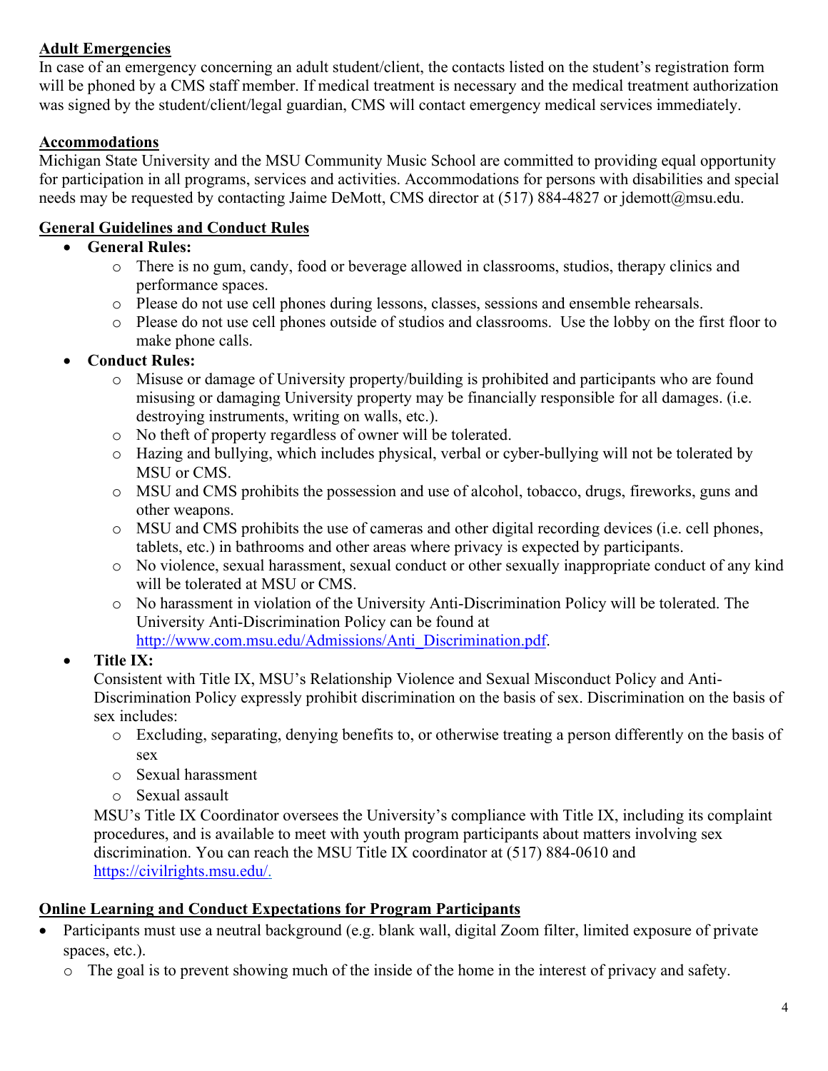**Adult Emergencies**

In case of an emergency concerning an adult student/client, the contacts listed on the student's registration form will be phoned by a CMS staff member. If medical treatment is necessary and the medical treatment authorization was signed by the student/client/legal guardian, CMS will contact emergency medical services immediately.

**Accommodations**

Michigan State University and the MSU Community Music School are committed to providing equal opportunity for participation in all programs, services and activities. Accommodations for persons with disabilities and special needs may be requested by contacting Jaime DeMott, CMS director at (517) 884-4827 or jdemott@msu.edu.

**General Guidelines and Conduct Rules**

- **General Rules:**
  - There is no gum, candy, food or beverage allowed in classrooms, studios, therapy clinics and performance spaces.
  - Please do not use cell phones during lessons, classes, sessions and ensemble rehearsals.
  - Please do not use cell phones outside of studios and classrooms. Use the lobby on the first floor to make phone calls.
- **Conduct Rules:**
  - Misuse or damage of University property/building is prohibited and participants who are found misusing or damaging University property may be financially responsible for all damages. (i.e. destroying instruments, writing on walls, etc.).
  - No theft of property regardless of owner will be tolerated.
  - Hazing and bullying, which includes physical, verbal or cyber-bullying will not be tolerated by MSU or CMS.
  - MSU and CMS prohibits the possession and use of alcohol, tobacco, drugs, fireworks, guns and other weapons.
  - MSU and CMS prohibits the use of cameras and other digital recording devices (i.e. cell phones, tablets, etc.) in bathrooms and other areas where privacy is expected by participants.
  - No violence, sexual harassment, sexual conduct or other sexually inappropriate conduct of any kind will be tolerated at MSU or CMS.
  - No harassment in violation of the University Anti-Discrimination Policy will be tolerated. The University Anti-Discrimination Policy can be found at [http://www.com.msu.edu/Admissions/Anti_Discrimination.pdf](http://www.com.msu.edu/Admissions/Anti_Discrimination.pdf).
- **Title IX:**

  Consistent with Title IX, MSU's Relationship Violence and Sexual Misconduct Policy and Anti-Discrimination Policy expressly prohibit discrimination on the basis of sex. Discrimination on the basis of sex includes:
  - Excluding, separating, denying benefits to, or otherwise treating a person differently on the basis of sex
  - Sexual harassment
  - Sexual assault

  MSU's Title IX Coordinator oversees the University's compliance with Title IX, including its complaint procedures, and is available to meet with youth program participants about matters involving sex discrimination. You can reach the MSU Title IX coordinator at (517) 884-0610 and [https://civilrights.msu.edu/](https://civilrights.msu.edu/).

**Online Learning and Conduct Expectations for Program Participants**

- Participants must use a neutral background (e.g. blank wall, digital Zoom filter, limited exposure of private spaces, etc.).
  - The goal is to prevent showing much of the inside of the home in the interest of privacy and safety.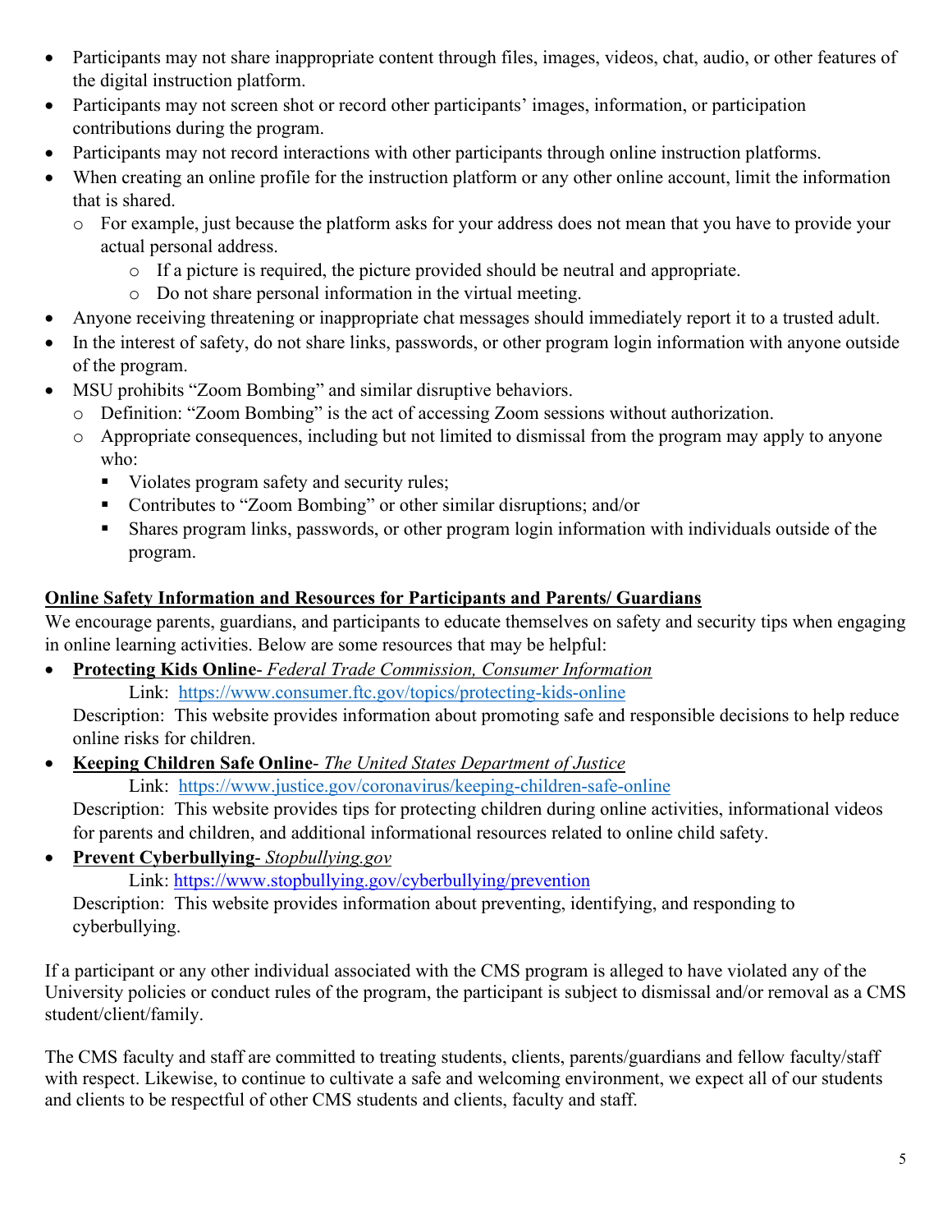- Participants may not share inappropriate content through files, images, videos, chat, audio, or other features of the digital instruction platform.
- Participants may not screen shot or record other participants' images, information, or participation contributions during the program.
- Participants may not record interactions with other participants through online instruction platforms.
- When creating an online profile for the instruction platform or any other online account, limit the information that is shared.
  - For example, just because the platform asks for your address does not mean that you have to provide your actual personal address.
    - If a picture is required, the picture provided should be neutral and appropriate.
    - Do not share personal information in the virtual meeting.
- Anyone receiving threatening or inappropriate chat messages should immediately report it to a trusted adult.
- In the interest of safety, do not share links, passwords, or other program login information with anyone outside of the program.
- MSU prohibits "Zoom Bombing" and similar disruptive behaviors.
  - Definition: "Zoom Bombing" is the act of accessing Zoom sessions without authorization.
  - Appropriate consequences, including but not limited to dismissal from the program may apply to anyone who:
    - Violates program safety and security rules;
    - Contributes to "Zoom Bombing" or other similar disruptions; and/or
    - Shares program links, passwords, or other program login information with individuals outside of the program.

**Online Safety Information and Resources for Participants and Parents/ Guardians**

We encourage parents, guardians, and participants to educate themselves on safety and security tips when engaging in online learning activities. Below are some resources that may be helpful:

- **Protecting Kids Online**- *Federal Trade Commission, Consumer Information*
  Link: https://www.consumer.ftc.gov/topics/protecting-kids-online
  Description: This website provides information about promoting safe and responsible decisions to help reduce online risks for children.
- **Keeping Children Safe Online**- *The United States Department of Justice*
  Link: https://www.justice.gov/coronavirus/keeping-children-safe-online
  Description: This website provides tips for protecting children during online activities, informational videos for parents and children, and additional informational resources related to online child safety.
- **Prevent Cyberbullying**- *Stopbullying.gov*
  Link: https://www.stopbullying.gov/cyberbullying/prevention
  Description: This website provides information about preventing, identifying, and responding to cyberbullying.

If a participant or any other individual associated with the CMS program is alleged to have violated any of the University policies or conduct rules of the program, the participant is subject to dismissal and/or removal as a CMS student/client/family.

The CMS faculty and staff are committed to treating students, clients, parents/guardians and fellow faculty/staff with respect. Likewise, to continue to cultivate a safe and welcoming environment, we expect all of our students and clients to be respectful of other CMS students and clients, faculty and staff.